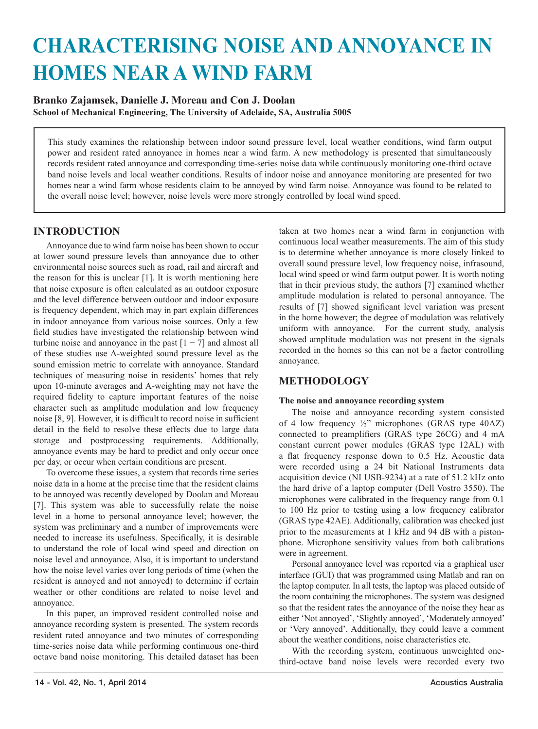# CHARACTERISING NOISE AND ANNOYANCE IN HOMES NEAR A WIND FARM

**Branko Zajamsek, Danielle J. Moreau and Con J. Doolan**
**School of Mechanical Engineering, The University of Adelaide, SA, Australia 5005**

This study examines the relationship between indoor sound pressure level, local weather conditions, wind farm output power and resident rated annoyance in homes near a wind farm. A new methodology is presented that simultaneously records resident rated annoyance and corresponding time-series noise data while continuously monitoring one-third octave band noise levels and local weather conditions. Results of indoor noise and annoyance monitoring are presented for two homes near a wind farm whose residents claim to be annoyed by wind farm noise. Annoyance was found to be related to the overall noise level; however, noise levels were more strongly controlled by local wind speed.

## INTRODUCTION

Annoyance due to wind farm noise has been shown to occur at lower sound pressure levels than annoyance due to other environmental noise sources such as road, rail and aircraft and the reason for this is unclear [1]. It is worth mentioning here that noise exposure is often calculated as an outdoor exposure and the level difference between outdoor and indoor exposure is frequency dependent, which may in part explain differences in indoor annoyance from various noise sources. Only a few field studies have investigated the relationship between wind turbine noise and annoyance in the past [1 − 7] and almost all of these studies use A-weighted sound pressure level as the sound emission metric to correlate with annoyance. Standard techniques of measuring noise in residents' homes that rely upon 10-minute averages and A-weighting may not have the required fidelity to capture important features of the noise character such as amplitude modulation and low frequency noise [8, 9]. However, it is difficult to record noise in sufficient detail in the field to resolve these effects due to large data storage and postprocessing requirements. Additionally, annoyance events may be hard to predict and only occur once per day, or occur when certain conditions are present.

To overcome these issues, a system that records time series noise data in a home at the precise time that the resident claims to be annoyed was recently developed by Doolan and Moreau [7]. This system was able to successfully relate the noise level in a home to personal annoyance level; however, the system was preliminary and a number of improvements were needed to increase its usefulness. Specifically, it is desirable to understand the role of local wind speed and direction on noise level and annoyance. Also, it is important to understand how the noise level varies over long periods of time (when the resident is annoyed and not annoyed) to determine if certain weather or other conditions are related to noise level and annoyance.

In this paper, an improved resident controlled noise and annoyance recording system is presented. The system records resident rated annoyance and two minutes of corresponding time-series noise data while performing continuous one-third octave band noise monitoring. This detailed dataset has been taken at two homes near a wind farm in conjunction with continuous local weather measurements. The aim of this study is to determine whether annoyance is more closely linked to overall sound pressure level, low frequency noise, infrasound, local wind speed or wind farm output power. It is worth noting that in their previous study, the authors [7] examined whether amplitude modulation is related to personal annoyance. The results of [7] showed significant level variation was present in the home however; the degree of modulation was relatively uniform with annoyance. For the current study, analysis showed amplitude modulation was not present in the signals recorded in the homes so this can not be a factor controlling annoyance.

## METHODOLOGY

### The noise and annoyance recording system

The noise and annoyance recording system consisted of 4 low frequency ½" microphones (GRAS type 40AZ) connected to preamplifiers (GRAS type 26CG) and 4 mA constant current power modules (GRAS type 12AL) with a flat frequency response down to 0.5 Hz. Acoustic data were recorded using a 24 bit National Instruments data acquisition device (NI USB-9234) at a rate of 51.2 kHz onto the hard drive of a laptop computer (Dell Vostro 3550). The microphones were calibrated in the frequency range from 0.1 to 100 Hz prior to testing using a low frequency calibrator (GRAS type 42AE). Additionally, calibration was checked just prior to the measurements at 1 kHz and 94 dB with a pistonphone. Microphone sensitivity values from both calibrations were in agreement.

Personal annoyance level was reported via a graphical user interface (GUI) that was programmed using Matlab and ran on the laptop computer. In all tests, the laptop was placed outside of the room containing the microphones. The system was designed so that the resident rates the annoyance of the noise they hear as either 'Not annoyed', 'Slightly annoyed', 'Moderately annoyed' or 'Very annoyed'. Additionally, they could leave a comment about the weather conditions, noise characteristics etc.

With the recording system, continuous unweighted one-third-octave band noise levels were recorded every two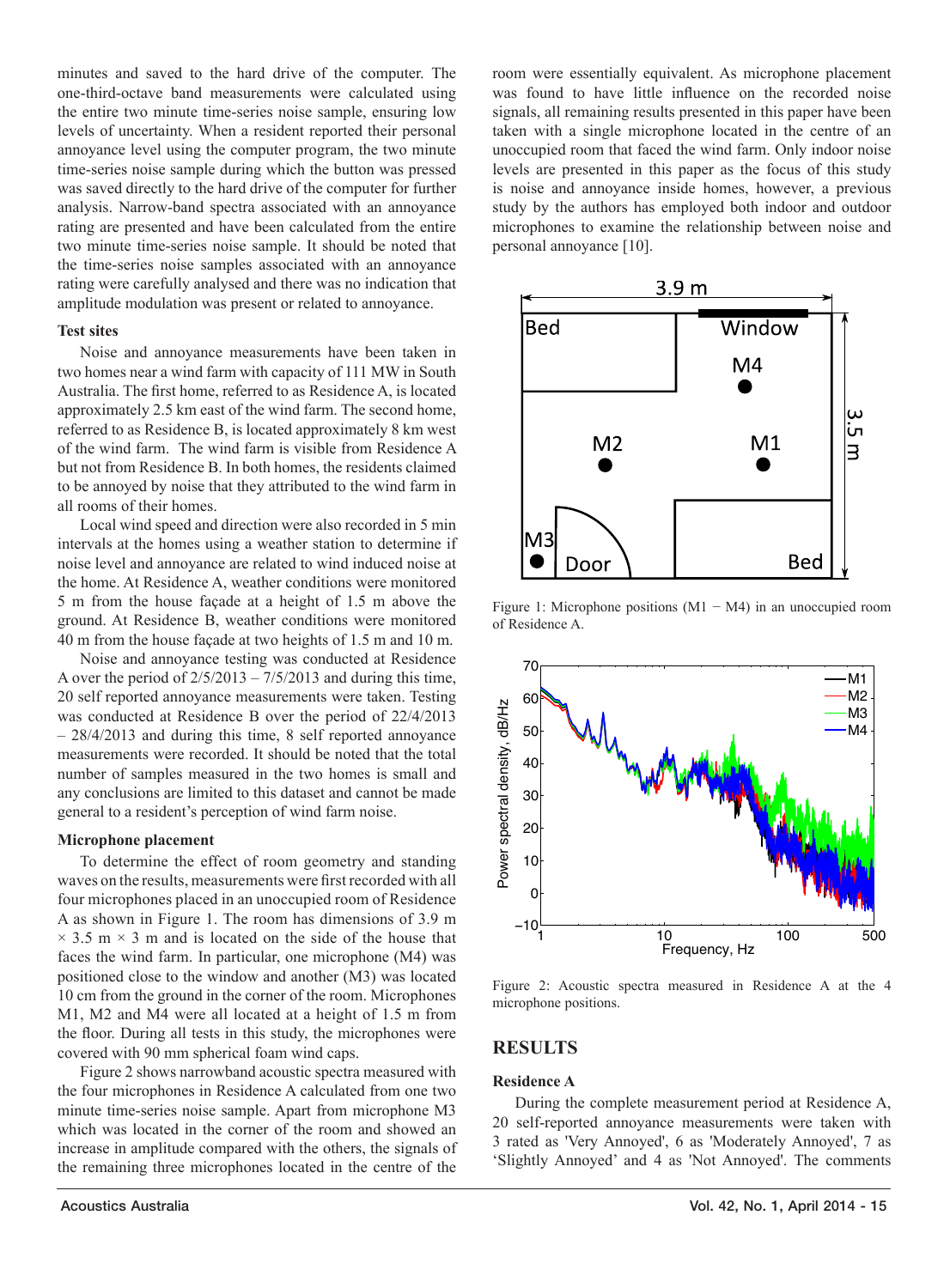minutes and saved to the hard drive of the computer. The one-third-octave band measurements were calculated using the entire two minute time-series noise sample, ensuring low levels of uncertainty. When a resident reported their personal annoyance level using the computer program, the two minute time-series noise sample during which the button was pressed was saved directly to the hard drive of the computer for further analysis. Narrow-band spectra associated with an annoyance rating are presented and have been calculated from the entire two minute time-series noise sample. It should be noted that the time-series noise samples associated with an annoyance rating were carefully analysed and there was no indication that amplitude modulation was present or related to annoyance.

### Test sites

Noise and annoyance measurements have been taken in two homes near a wind farm with capacity of 111 MW in South Australia. The first home, referred to as Residence A, is located approximately 2.5 km east of the wind farm. The second home, referred to as Residence B, is located approximately 8 km west of the wind farm. The wind farm is visible from Residence A but not from Residence B. In both homes, the residents claimed to be annoyed by noise that they attributed to the wind farm in all rooms of their homes.

Local wind speed and direction were also recorded in 5 min intervals at the homes using a weather station to determine if noise level and annoyance are related to wind induced noise at the home. At Residence A, weather conditions were monitored 5 m from the house façade at a height of 1.5 m above the ground. At Residence B, weather conditions were monitored 40 m from the house façade at two heights of 1.5 m and 10 m.

Noise and annoyance testing was conducted at Residence A over the period of 2/5/2013 – 7/5/2013 and during this time, 20 self reported annoyance measurements were taken. Testing was conducted at Residence B over the period of 22/4/2013 – 28/4/2013 and during this time, 8 self reported annoyance measurements were recorded. It should be noted that the total number of samples measured in the two homes is small and any conclusions are limited to this dataset and cannot be made general to a resident's perception of wind farm noise.

### Microphone placement

To determine the effect of room geometry and standing waves on the results, measurements were first recorded with all four microphones placed in an unoccupied room of Residence A as shown in Figure 1. The room has dimensions of 3.9 m × 3.5 m × 3 m and is located on the side of the house that faces the wind farm. In particular, one microphone (M4) was positioned close to the window and another (M3) was located 10 cm from the ground in the corner of the room. Microphones M1, M2 and M4 were all located at a height of 1.5 m from the floor. During all tests in this study, the microphones were covered with 90 mm spherical foam wind caps.

Figure 2 shows narrowband acoustic spectra measured with the four microphones in Residence A calculated from one two minute time-series noise sample. Apart from microphone M3 which was located in the corner of the room and showed an increase in amplitude compared with the others, the signals of the remaining three microphones located in the centre of the room were essentially equivalent. As microphone placement was found to have little influence on the recorded noise signals, all remaining results presented in this paper have been taken with a single microphone located in the centre of an unoccupied room that faced the wind farm. Only indoor noise levels are presented in this paper as the focus of this study is noise and annoyance inside homes, however, a previous study by the authors has employed both indoor and outdoor microphones to examine the relationship between noise and personal annoyance [10].

Figure 1: Microphone positions (M1 − M4) in an unoccupied room of Residence A.

Figure 2: Acoustic spectra measured in Residence A at the 4 microphone positions.

## RESULTS

### Residence A

During the complete measurement period at Residence A, 20 self-reported annoyance measurements were taken with 3 rated as 'Very Annoyed', 6 as 'Moderately Annoyed', 7 as 'Slightly Annoyed' and 4 as 'Not Annoyed'. The comments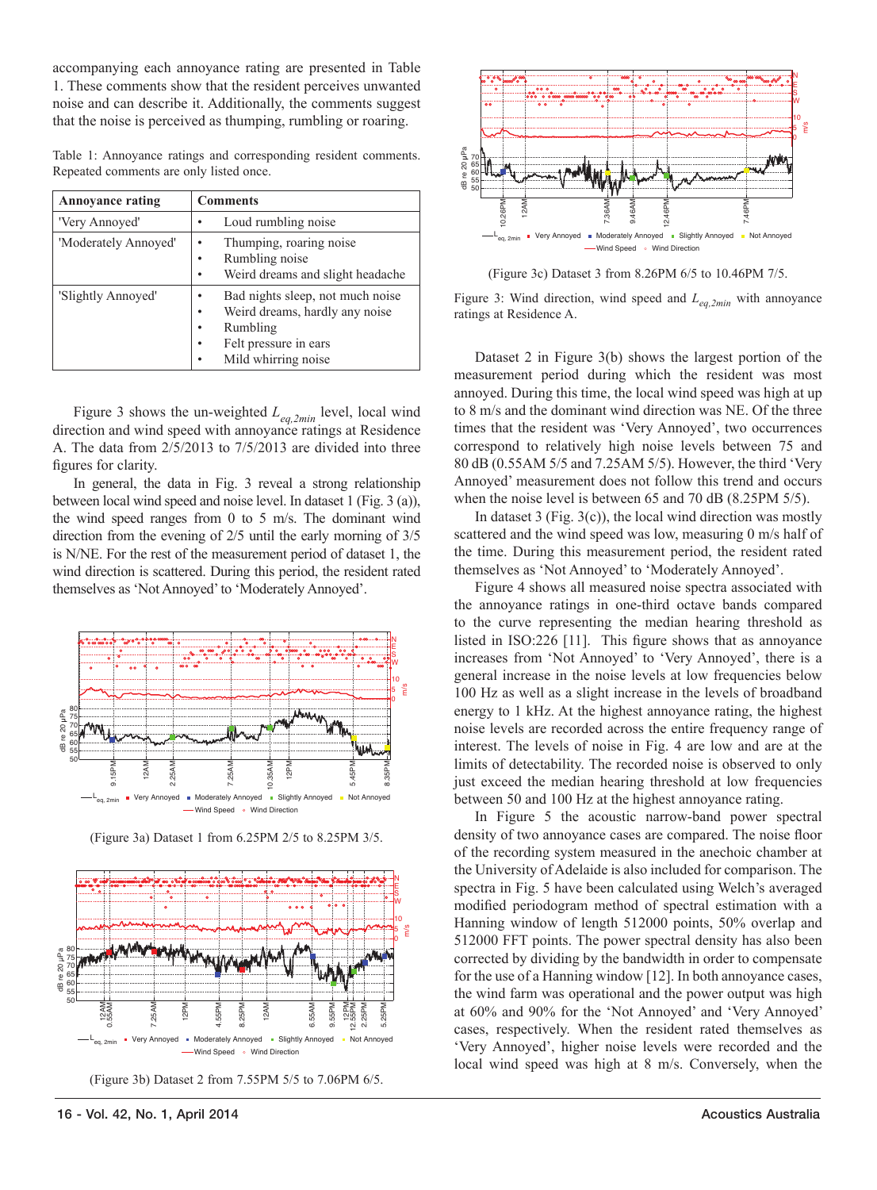accompanying each annoyance rating are presented in Table 1. These comments show that the resident perceives unwanted noise and can describe it. Additionally, the comments suggest that the noise is perceived as thumping, rumbling or roaring.

Table 1: Annoyance ratings and corresponding resident comments. Repeated comments are only listed once.

| Annoyance rating | Comments |
|---|---|
| 'Very Annoyed' | • Loud rumbling noise |
| 'Moderately Annoyed' | • Thumping, roaring noise<br>• Rumbling noise<br>• Weird dreams and slight headache |
| 'Slightly Annoyed' | • Bad nights sleep, not much noise<br>• Weird dreams, hardly any noise<br>• Rumbling<br>• Felt pressure in ears<br>• Mild whirring noise |

Figure 3 shows the un-weighted $L_{eq,2min}$ level, local wind direction and wind speed with annoyance ratings at Residence A. The data from 2/5/2013 to 7/5/2013 are divided into three figures for clarity.

In general, the data in Fig. 3 reveal a strong relationship between local wind speed and noise level. In dataset 1 (Fig. 3 (a)), the wind speed ranges from 0 to 5 m/s. The dominant wind direction from the evening of 2/5 until the early morning of 3/5 is N/NE. For the rest of the measurement period of dataset 1, the wind direction is scattered. During this period, the resident rated themselves as 'Not Annoyed' to 'Moderately Annoyed'.

(Figure 3a) Dataset 1 from 6.25PM 2/5 to 8.25PM 3/5.

(Figure 3b) Dataset 2 from 7.55PM 5/5 to 7.06PM 6/5.

(Figure 3c) Dataset 3 from 8.26PM 6/5 to 10.46PM 7/5.

Figure 3: Wind direction, wind speed and $L_{eq,2min}$ with annoyance ratings at Residence A.

Dataset 2 in Figure 3(b) shows the largest portion of the measurement period during which the resident was most annoyed. During this time, the local wind speed was high at up to 8 m/s and the dominant wind direction was NE. Of the three times that the resident was 'Very Annoyed', two occurrences correspond to relatively high noise levels between 75 and 80 dB (0.55AM 5/5 and 7.25AM 5/5). However, the third 'Very Annoyed' measurement does not follow this trend and occurs when the noise level is between 65 and 70 dB (8.25PM 5/5).

In dataset 3 (Fig. 3(c)), the local wind direction was mostly scattered and the wind speed was low, measuring 0 m/s half of the time. During this measurement period, the resident rated themselves as 'Not Annoyed' to 'Moderately Annoyed'.

Figure 4 shows all measured noise spectra associated with the annoyance ratings in one-third octave bands compared to the curve representing the median hearing threshold as listed in ISO:226 [11]. This figure shows that as annoyance increases from 'Not Annoyed' to 'Very Annoyed', there is a general increase in the noise levels at low frequencies below 100 Hz as well as a slight increase in the levels of broadband energy to 1 kHz. At the highest annoyance rating, the highest noise levels are recorded across the entire frequency range of interest. The levels of noise in Fig. 4 are low and are at the limits of detectability. The recorded noise is observed to only just exceed the median hearing threshold at low frequencies between 50 and 100 Hz at the highest annoyance rating.

In Figure 5 the acoustic narrow-band power spectral density of two annoyance cases are compared. The noise floor of the recording system measured in the anechoic chamber at the University of Adelaide is also included for comparison. The spectra in Fig. 5 have been calculated using Welch's averaged modified periodogram method of spectral estimation with a Hanning window of length 512000 points, 50% overlap and 512000 FFT points. The power spectral density has also been corrected by dividing by the bandwidth in order to compensate for the use of a Hanning window [12]. In both annoyance cases, the wind farm was operational and the power output was high at 60% and 90% for the 'Not Annoyed' and 'Very Annoyed' cases, respectively. When the resident rated themselves as 'Very Annoyed', higher noise levels were recorded and the local wind speed was high at 8 m/s. Conversely, when the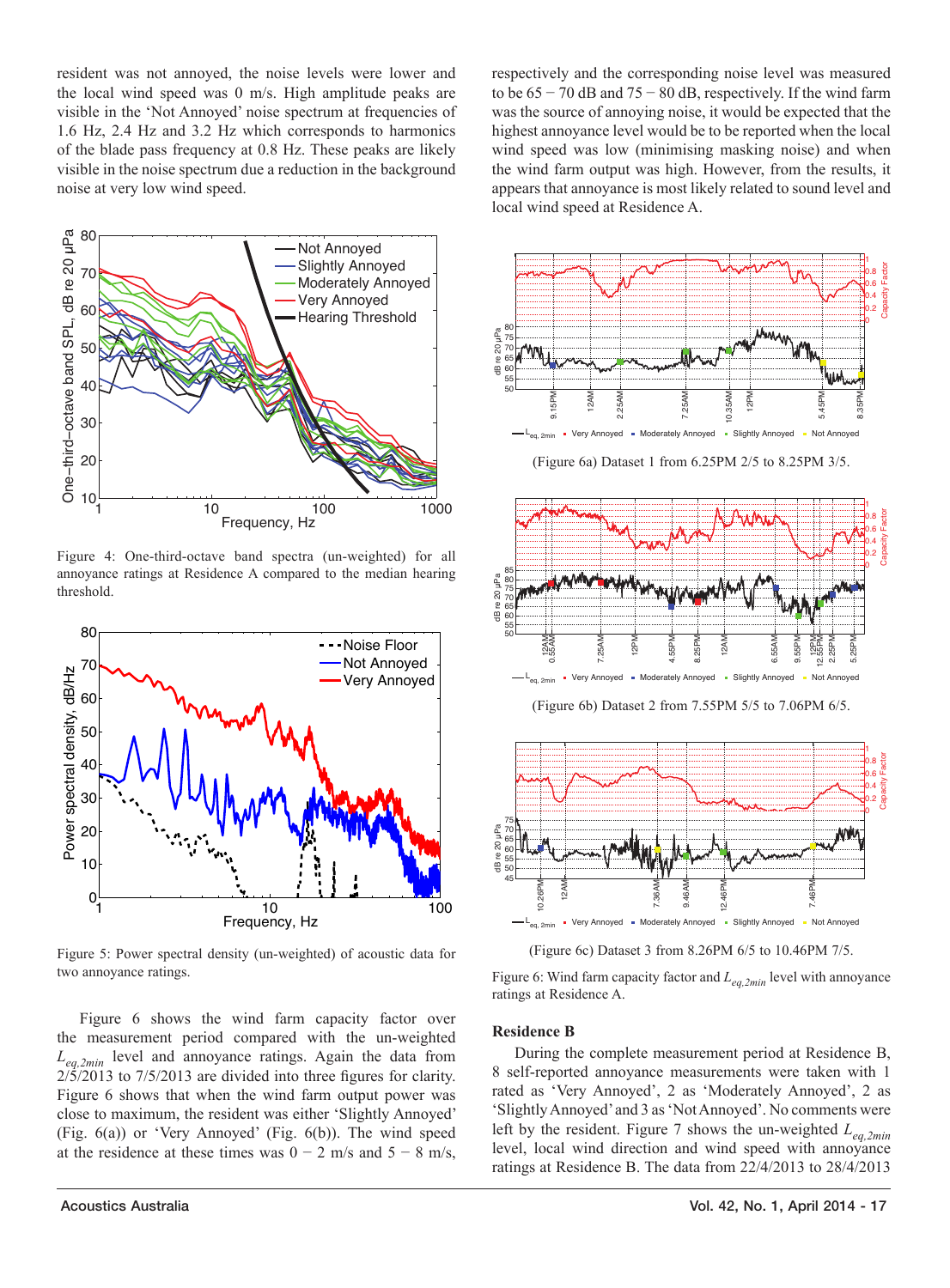resident was not annoyed, the noise levels were lower and the local wind speed was 0 m/s. High amplitude peaks are visible in the 'Not Annoyed' noise spectrum at frequencies of 1.6 Hz, 2.4 Hz and 3.2 Hz which corresponds to harmonics of the blade pass frequency at 0.8 Hz. These peaks are likely visible in the noise spectrum due a reduction in the background noise at very low wind speed.

Figure 4: One-third-octave band spectra (un-weighted) for all annoyance ratings at Residence A compared to the median hearing threshold.

Figure 5: Power spectral density (un-weighted) of acoustic data for two annoyance ratings.

Figure 6 shows the wind farm capacity factor over the measurement period compared with the un-weighted $L_{eq,2min}$ level and annoyance ratings. Again the data from 2/5/2013 to 7/5/2013 are divided into three figures for clarity. Figure 6 shows that when the wind farm output power was close to maximum, the resident was either 'Slightly Annoyed' (Fig. 6(a)) or 'Very Annoyed' (Fig. 6(b)). The wind speed at the residence at these times was 0 − 2 m/s and 5 − 8 m/s, respectively and the corresponding noise level was measured to be 65 − 70 dB and 75 − 80 dB, respectively. If the wind farm was the source of annoying noise, it would be expected that the highest annoyance level would be to be reported when the local wind speed was low (minimising masking noise) and when the wind farm output was high. However, from the results, it appears that annoyance is most likely related to sound level and local wind speed at Residence A.

(Figure 6a) Dataset 1 from 6.25PM 2/5 to 8.25PM 3/5.

(Figure 6b) Dataset 2 from 7.55PM 5/5 to 7.06PM 6/5.

(Figure 6c) Dataset 3 from 8.26PM 6/5 to 10.46PM 7/5.

Figure 6: Wind farm capacity factor and $L_{eq,2min}$ level with annoyance ratings at Residence A.

### Residence B

During the complete measurement period at Residence B, 8 self-reported annoyance measurements were taken with 1 rated as 'Very Annoyed', 2 as 'Moderately Annoyed', 2 as 'Slightly Annoyed' and 3 as 'Not Annoyed'. No comments were left by the resident. Figure 7 shows the un-weighted $L_{eq,2min}$ level, local wind direction and wind speed with annoyance ratings at Residence B. The data from 22/4/2013 to 28/4/2013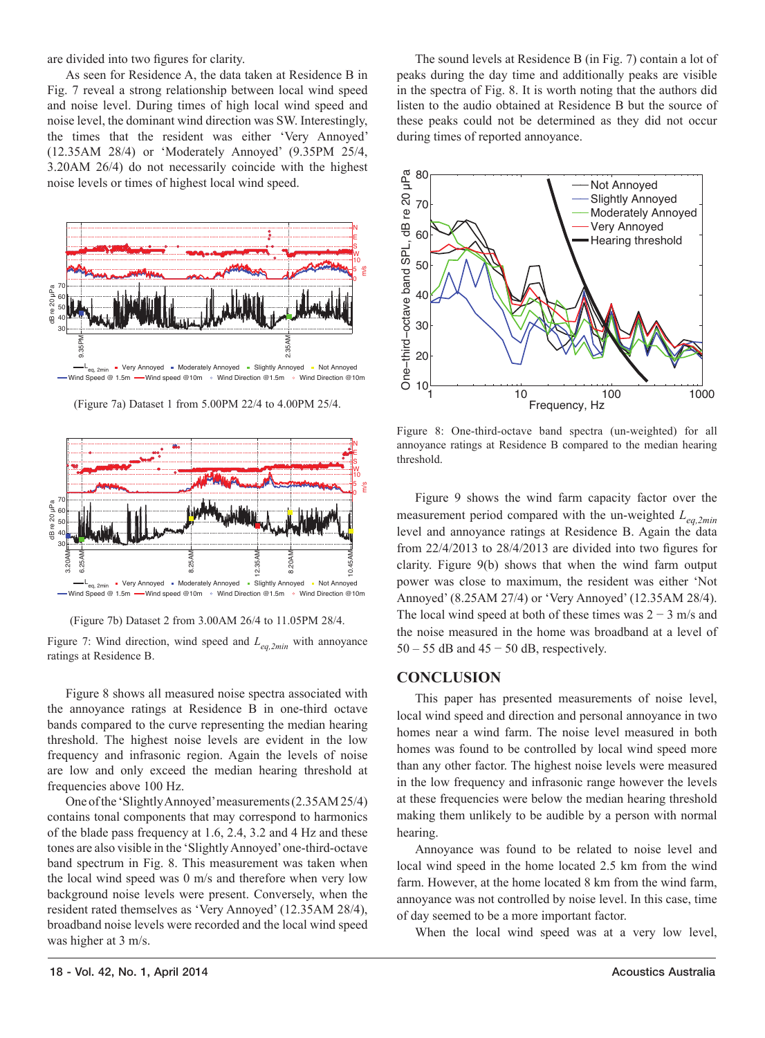are divided into two figures for clarity.

As seen for Residence A, the data taken at Residence B in Fig. 7 reveal a strong relationship between local wind speed and noise level. During times of high local wind speed and noise level, the dominant wind direction was SW. Interestingly, the times that the resident was either 'Very Annoyed' (12.35AM 28/4) or 'Moderately Annoyed' (9.35PM 25/4, 3.20AM 26/4) do not necessarily coincide with the highest noise levels or times of highest local wind speed.

(Figure 7a) Dataset 1 from 5.00PM 22/4 to 4.00PM 25/4.

(Figure 7b) Dataset 2 from 3.00AM 26/4 to 11.05PM 28/4.

Figure 7: Wind direction, wind speed and $L_{eq,2min}$ with annoyance ratings at Residence B.

Figure 8 shows all measured noise spectra associated with the annoyance ratings at Residence B in one-third octave bands compared to the curve representing the median hearing threshold. The highest noise levels are evident in the low frequency and infrasonic region. Again the levels of noise are low and only exceed the median hearing threshold at frequencies above 100 Hz.

One of the 'Slightly Annoyed' measurements (2.35AM 25/4) contains tonal components that may correspond to harmonics of the blade pass frequency at 1.6, 2.4, 3.2 and 4 Hz and these tones are also visible in the 'Slightly Annoyed' one-third-octave band spectrum in Fig. 8. This measurement was taken when the local wind speed was 0 m/s and therefore when very low background noise levels were present. Conversely, when the resident rated themselves as 'Very Annoyed' (12.35AM 28/4), broadband noise levels were recorded and the local wind speed was higher at 3 m/s.

The sound levels at Residence B (in Fig. 7) contain a lot of peaks during the day time and additionally peaks are visible in the spectra of Fig. 8. It is worth noting that the authors did listen to the audio obtained at Residence B but the source of these peaks could not be determined as they did not occur during times of reported annoyance.

Figure 8: One-third-octave band spectra (un-weighted) for all annoyance ratings at Residence B compared to the median hearing threshold.

Figure 9 shows the wind farm capacity factor over the measurement period compared with the un-weighted $L_{eq,2min}$ level and annoyance ratings at Residence B. Again the data from 22/4/2013 to 28/4/2013 are divided into two figures for clarity. Figure 9(b) shows that when the wind farm output power was close to maximum, the resident was either 'Not Annoyed' (8.25AM 27/4) or 'Very Annoyed' (12.35AM 28/4). The local wind speed at both of these times was 2 − 3 m/s and the noise measured in the home was broadband at a level of 50 – 55 dB and 45 − 50 dB, respectively.

## CONCLUSION

This paper has presented measurements of noise level, local wind speed and direction and personal annoyance in two homes near a wind farm. The noise level measured in both homes was found to be controlled by local wind speed more than any other factor. The highest noise levels were measured in the low frequency and infrasonic range however the levels at these frequencies were below the median hearing threshold making them unlikely to be audible by a person with normal hearing.

Annoyance was found to be related to noise level and local wind speed in the home located 2.5 km from the wind farm. However, at the home located 8 km from the wind farm, annoyance was not controlled by noise level. In this case, time of day seemed to be a more important factor.

When the local wind speed was at a very low level,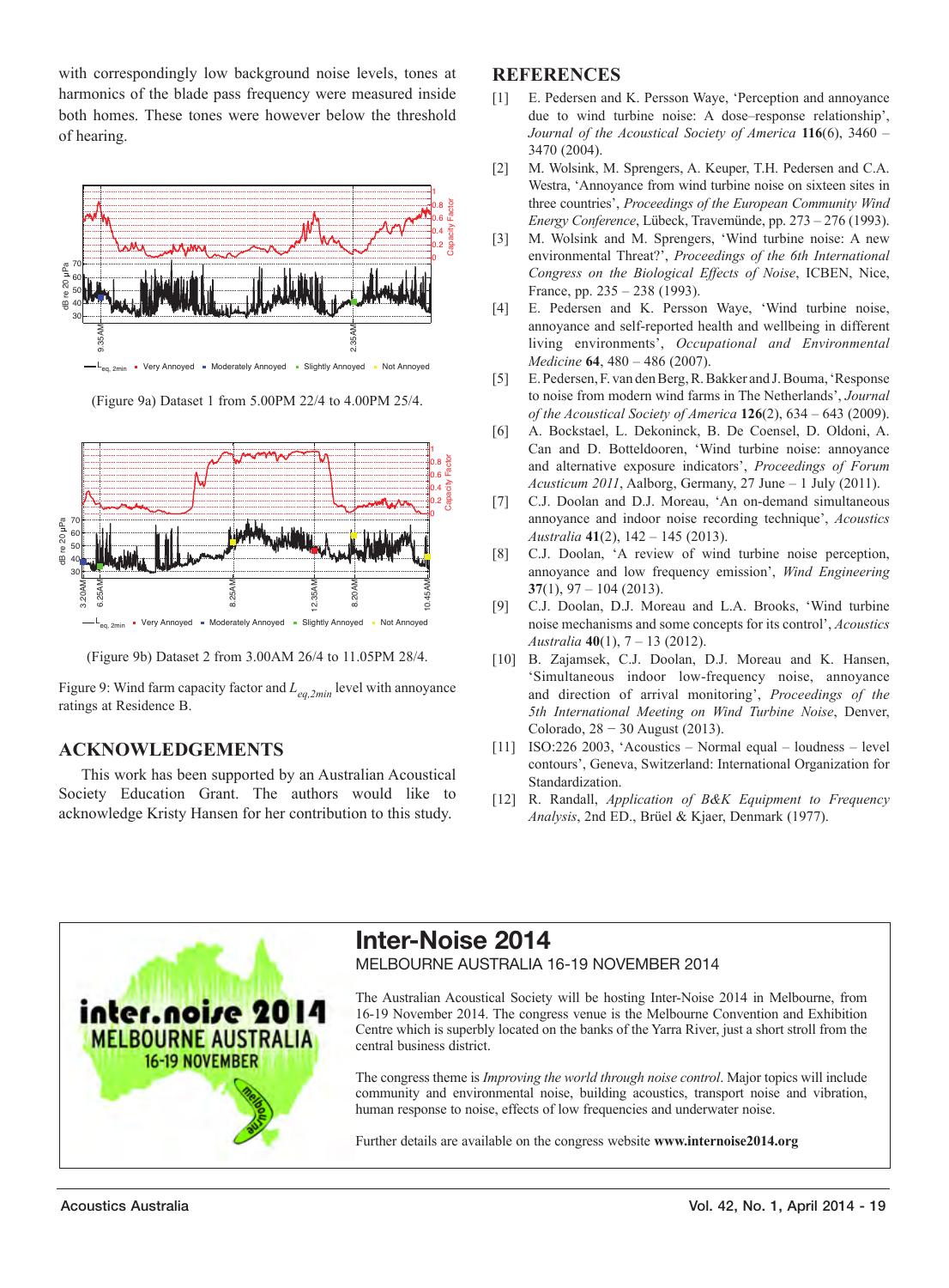with correspondingly low background noise levels, tones at harmonics of the blade pass frequency were measured inside both homes. These tones were however below the threshold of hearing.

1
0.8
0.6
0.4
0.2
0
Capacity Factor
70
60
50
40
30
dB re 20 µPa
9.35AM
2.35AM
$L_{eq, 2min}$ ▪ Very Annoyed ▪ Moderately Annoyed ▪ Slightly Annoyed ▪ Not Annoyed

(Figure 9a) Dataset 1 from 5.00PM 22/4 to 4.00PM 25/4.

1
0.8
0.6
0.4
0.2
0
Capacity Factor
70
60
50
40
30
dB re 20 µPa
3.20AM
6.25AM
8.25AM
12.35AM
8.20AM
10.45AM
$L_{eq, 2min}$ ▪ Very Annoyed ▪ Moderately Annoyed ▪ Slightly Annoyed ▪ Not Annoyed

(Figure 9b) Dataset 2 from 3.00AM 26/4 to 11.05PM 28/4.

Figure 9: Wind farm capacity factor and $L_{eq,2min}$ level with annoyance ratings at Residence B.

## ACKNOWLEDGEMENTS

This work has been supported by an Australian Acoustical Society Education Grant. The authors would like to acknowledge Kristy Hansen for her contribution to this study.

## REFERENCES

[1] E. Pedersen and K. Persson Waye, 'Perception and annoyance due to wind turbine noise: A dose–response relationship', *Journal of the Acoustical Society of America* **116**(6), 3460 – 3470 (2004).

[2] M. Wolsink, M. Sprengers, A. Keuper, T.H. Pedersen and C.A. Westra, 'Annoyance from wind turbine noise on sixteen sites in three countries', *Proceedings of the European Community Wind Energy Conference*, Lübeck, Travemünde, pp. 273 – 276 (1993).

[3] M. Wolsink and M. Sprengers, 'Wind turbine noise: A new environmental Threat?', *Proceedings of the 6th International Congress on the Biological Effects of Noise*, ICBEN, Nice, France, pp. 235 – 238 (1993).

[4] E. Pedersen and K. Persson Waye, 'Wind turbine noise, annoyance and self-reported health and wellbeing in different living environments', *Occupational and Environmental Medicine* **64**, 480 – 486 (2007).

[5] E. Pedersen, F. van den Berg, R. Bakker and J. Bouma, 'Response to noise from modern wind farms in The Netherlands', *Journal of the Acoustical Society of America* **126**(2), 634 – 643 (2009).

[6] A. Bockstael, L. Dekoninck, B. De Coensel, D. Oldoni, A. Can and D. Botteldooren, 'Wind turbine noise: annoyance and alternative exposure indicators', *Proceedings of Forum Acusticum 2011*, Aalborg, Germany, 27 June – 1 July (2011).

[7] C.J. Doolan and D.J. Moreau, 'An on-demand simultaneous annoyance and indoor noise recording technique', *Acoustics Australia* **41**(2), 142 – 145 (2013).

[8] C.J. Doolan, 'A review of wind turbine noise perception, annoyance and low frequency emission', *Wind Engineering* **37**(1), 97 – 104 (2013).

[9] C.J. Doolan, D.J. Moreau and L.A. Brooks, 'Wind turbine noise mechanisms and some concepts for its control', *Acoustics Australia* **40**(1), 7 – 13 (2012).

[10] B. Zajamsek, C.J. Doolan, D.J. Moreau and K. Hansen, 'Simultaneous indoor low-frequency noise, annoyance and direction of arrival monitoring', *Proceedings of the 5th International Meeting on Wind Turbine Noise*, Denver, Colorado, 28 − 30 August (2013).

[11] ISO:226 2003, 'Acoustics – Normal equal – loudness – level contours', Geneva, Switzerland: International Organization for Standardization.

[12] R. Randall, *Application of B&K Equipment to Frequency Analysis*, 2nd ED., Brüel & Kjaer, Denmark (1977).

inter.noise 2014
MELBOURNE AUSTRALIA
16-19 NOVEMBER
melbourne

## Inter-Noise 2014

MELBOURNE AUSTRALIA 16-19 NOVEMBER 2014

The Australian Acoustical Society will be hosting Inter-Noise 2014 in Melbourne, from 16-19 November 2014. The congress venue is the Melbourne Convention and Exhibition Centre which is superbly located on the banks of the Yarra River, just a short stroll from the central business district.

The congress theme is *Improving the world through noise control*. Major topics will include community and environmental noise, building acoustics, transport noise and vibration, human response to noise, effects of low frequencies and underwater noise.

Further details are available on the congress website **www.internoise2014.org**